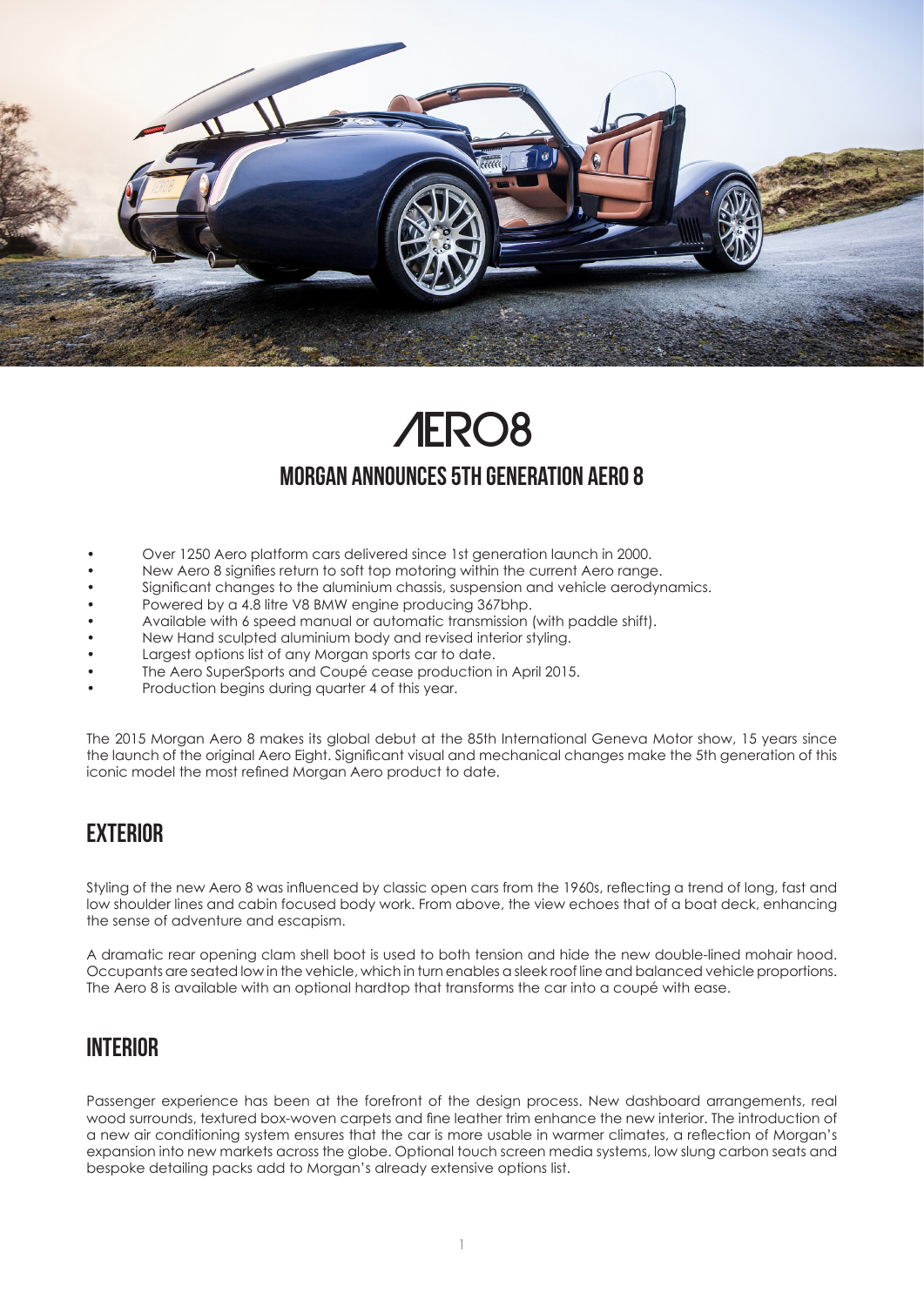# AERO8

## MORGAN ANNOUNCES 5TH GENERATION AERO 8

- Over 1250 Aero platform cars delivered since 1st generation launch in 2000.
- New Aero 8 signifies return to soft top motoring within the current Aero range.
- Significant changes to the aluminium chassis, suspension and vehicle aerodynamics.
- Powered by a 4.8 litre V8 BMW engine producing 367bhp.
- Available with 6 speed manual or automatic transmission (with paddle shift).
- New Hand sculpted aluminium body and revised interior styling.
- Largest options list of any Morgan sports car to date.
- The Aero SuperSports and Coupé cease production in April 2015.
- Production begins during quarter 4 of this year.

The 2015 Morgan Aero 8 makes its global debut at the 85th International Geneva Motor show, 15 years since the launch of the original Aero Eight. Significant visual and mechanical changes make the 5th generation of this iconic model the most refined Morgan Aero product to date.

## EXTERIOR

Styling of the new Aero 8 was influenced by classic open cars from the 1960s, reflecting a trend of long, fast and low shoulder lines and cabin focused body work. From above, the view echoes that of a boat deck, enhancing the sense of adventure and escapism.

A dramatic rear opening clam shell boot is used to both tension and hide the new double-lined mohair hood. Occupants are seated low in the vehicle, which in turn enables a sleek roof line and balanced vehicle proportions. The Aero 8 is available with an optional hardtop that transforms the car into a coupé with ease.

## INTERIOR

Passenger experience has been at the forefront of the design process. New dashboard arrangements, real wood surrounds, textured box-woven carpets and fine leather trim enhance the new interior. The introduction of a new air conditioning system ensures that the car is more usable in warmer climates, a reflection of Morgan's expansion into new markets across the globe. Optional touch screen media systems, low slung carbon seats and bespoke detailing packs add to Morgan's already extensive options list.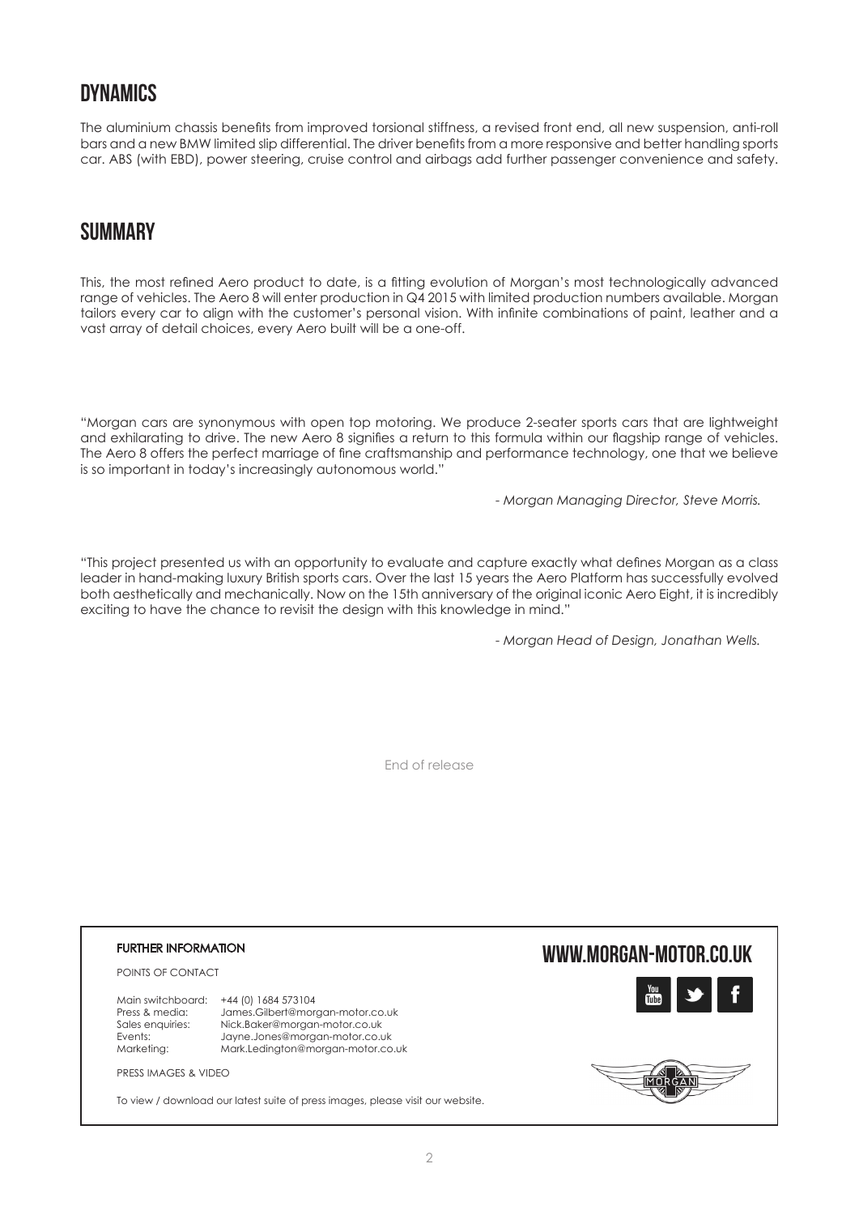## DYNAMICS

The aluminium chassis benefits from improved torsional stiffness, a revised front end, all new suspension, anti-roll bars and a new BMW limited slip differential. The driver benefits from a more responsive and better handling sports car. ABS (with EBD), power steering, cruise control and airbags add further passenger convenience and safety.

## SUMMARY

This, the most refined Aero product to date, is a fitting evolution of Morgan's most technologically advanced range of vehicles. The Aero 8 will enter production in Q4 2015 with limited production numbers available. Morgan tailors every car to align with the customer's personal vision. With infinite combinations of paint, leather and a vast array of detail choices, every Aero built will be a one-off.

"Morgan cars are synonymous with open top motoring. We produce 2-seater sports cars that are lightweight and exhilarating to drive. The new Aero 8 signifies a return to this formula within our flagship range of vehicles. The Aero 8 offers the perfect marriage of fine craftsmanship and performance technology, one that we believe is so important in today's increasingly autonomous world."

*- Morgan Managing Director, Steve Morris.*

"This project presented us with an opportunity to evaluate and capture exactly what defines Morgan as a class leader in hand-making luxury British sports cars. Over the last 15 years the Aero Platform has successfully evolved both aesthetically and mechanically. Now on the 15th anniversary of the original iconic Aero Eight, it is incredibly exciting to have the chance to revisit the design with this knowledge in mind."

*- Morgan Head of Design, Jonathan Wells.*

End of release

**FURTHER INFORMATION**

POINTS OF CONTACT

| | |
|---|---|
| Main switchboard: | +44 (0) 1684 573104 |
| Press & media: | James.Gilbert@morgan-motor.co.uk |
| Sales enquiries: | Nick.Baker@morgan-motor.co.uk |
| Events: | Jayne.Jones@morgan-motor.co.uk |
| Marketing: | Mark.Ledington@morgan-motor.co.uk |

PRESS IMAGES & VIDEO

To view / download our latest suite of press images, please visit our website.

**WWW.MORGAN-MOTOR.CO.UK**